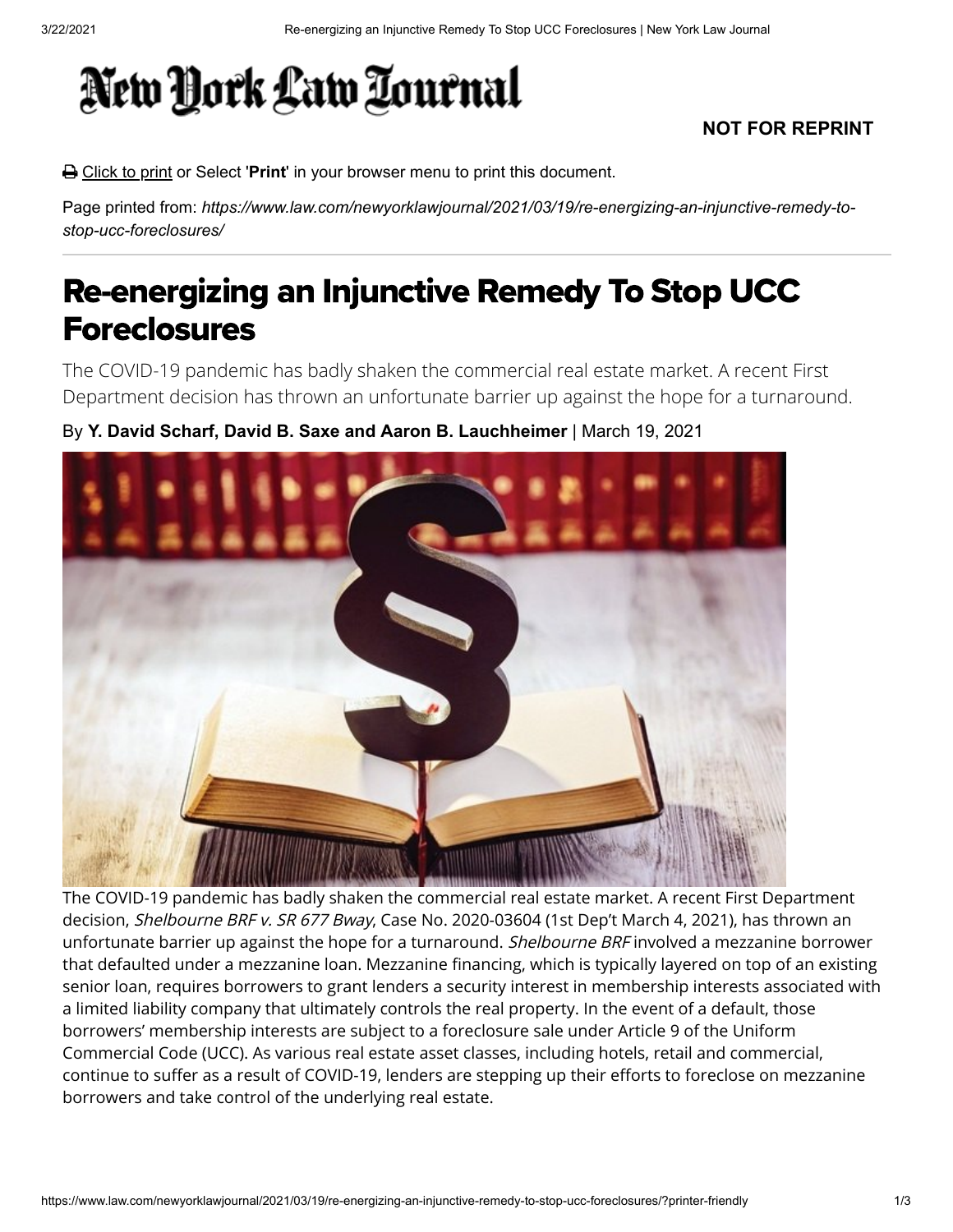# New York Law Journal

**NOT FOR REPRINT**

Click to print or Select '**Print**' in your browser menu to print this document.

Page printed from: *https://www.law.com/newyorklawjournal/2021/03/19/re-energizing-an-injunctive-remedy-to-stop-ucc-foreclosures/*

# Re-energizing an Injunctive Remedy To Stop UCC Foreclosures

The COVID-19 pandemic has badly shaken the commercial real estate market. A recent First Department decision has thrown an unfortunate barrier up against the hope for a turnaround.

By **Y. David Scharf, David B. Saxe and Aaron B. Lauchheimer** | March 19, 2021

The COVID-19 pandemic has badly shaken the commercial real estate market. A recent First Department decision, *Shelbourne BRF v. SR 677 Bway*, Case No. 2020-03604 (1st Dep't March 4, 2021), has thrown an unfortunate barrier up against the hope for a turnaround. *Shelbourne BRF* involved a mezzanine borrower that defaulted under a mezzanine loan. Mezzanine financing, which is typically layered on top of an existing senior loan, requires borrowers to grant lenders a security interest in membership interests associated with a limited liability company that ultimately controls the real property. In the event of a default, those borrowers' membership interests are subject to a foreclosure sale under Article 9 of the Uniform Commercial Code (UCC). As various real estate asset classes, including hotels, retail and commercial, continue to suffer as a result of COVID-19, lenders are stepping up their efforts to foreclose on mezzanine borrowers and take control of the underlying real estate.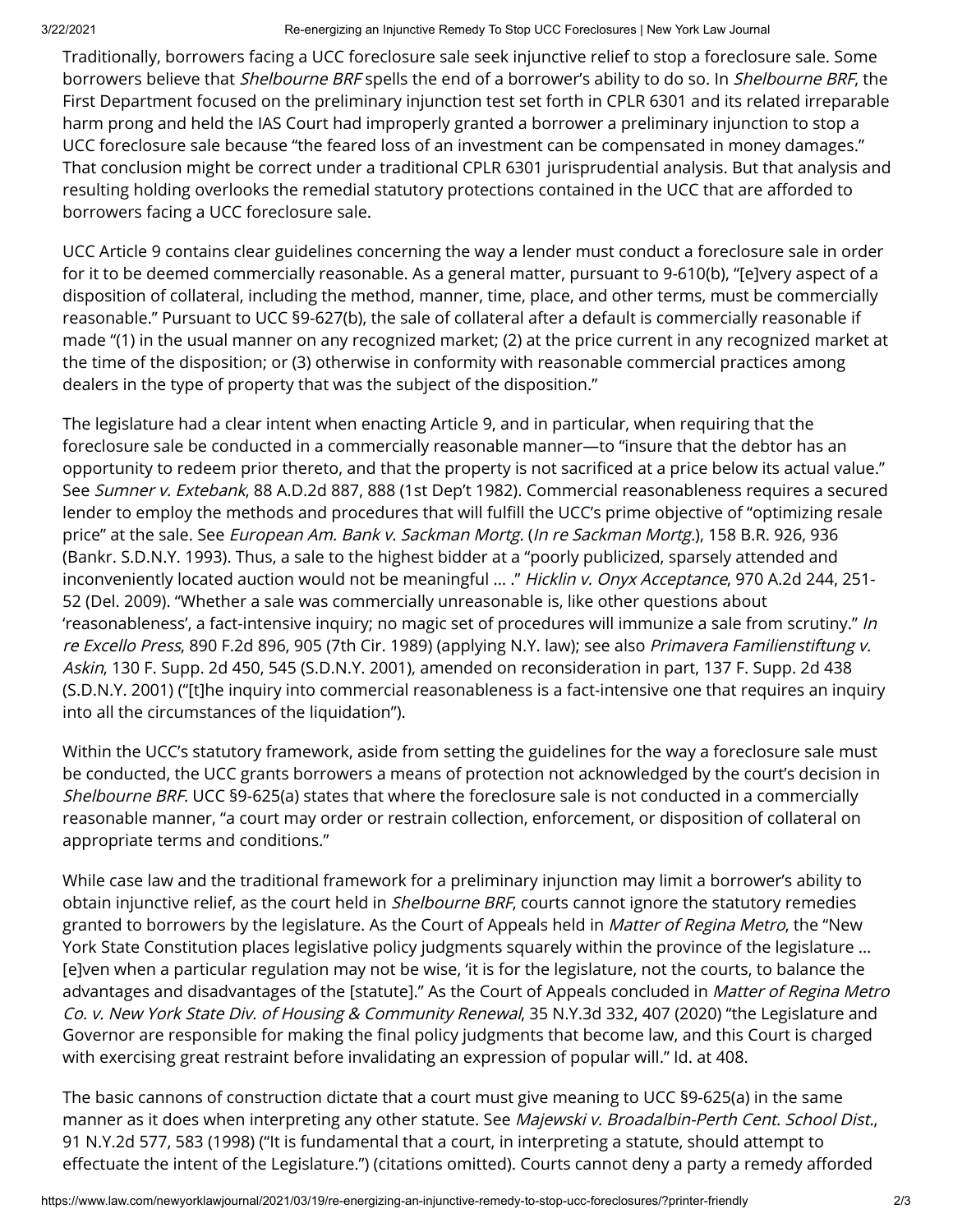Traditionally, borrowers facing a UCC foreclosure sale seek injunctive relief to stop a foreclosure sale. Some borrowers believe that *Shelbourne BRF* spells the end of a borrower's ability to do so. In *Shelbourne BRF*, the First Department focused on the preliminary injunction test set forth in CPLR 6301 and its related irreparable harm prong and held the IAS Court had improperly granted a borrower a preliminary injunction to stop a UCC foreclosure sale because "the feared loss of an investment can be compensated in money damages." That conclusion might be correct under a traditional CPLR 6301 jurisprudential analysis. But that analysis and resulting holding overlooks the remedial statutory protections contained in the UCC that are afforded to borrowers facing a UCC foreclosure sale.

UCC Article 9 contains clear guidelines concerning the way a lender must conduct a foreclosure sale in order for it to be deemed commercially reasonable. As a general matter, pursuant to 9-610(b), "[e]very aspect of a disposition of collateral, including the method, manner, time, place, and other terms, must be commercially reasonable." Pursuant to UCC §9-627(b), the sale of collateral after a default is commercially reasonable if made "(1) in the usual manner on any recognized market; (2) at the price current in any recognized market at the time of the disposition; or (3) otherwise in conformity with reasonable commercial practices among dealers in the type of property that was the subject of the disposition."

The legislature had a clear intent when enacting Article 9, and in particular, when requiring that the foreclosure sale be conducted in a commercially reasonable manner—to "insure that the debtor has an opportunity to redeem prior thereto, and that the property is not sacrificed at a price below its actual value." See *Sumner v. Extebank*, 88 A.D.2d 887, 888 (1st Dep't 1982). Commercial reasonableness requires a secured lender to employ the methods and procedures that will fulfill the UCC's prime objective of "optimizing resale price" at the sale. See *European Am. Bank v. Sackman Mortg.* (*In re Sackman Mortg.*), 158 B.R. 926, 936 (Bankr. S.D.N.Y. 1993). Thus, a sale to the highest bidder at a "poorly publicized, sparsely attended and inconveniently located auction would not be meaningful … ." *Hicklin v. Onyx Acceptance*, 970 A.2d 244, 251-52 (Del. 2009). "Whether a sale was commercially unreasonable is, like other questions about 'reasonableness', a fact-intensive inquiry; no magic set of procedures will immunize a sale from scrutiny." *In re Excello Press*, 890 F.2d 896, 905 (7th Cir. 1989) (applying N.Y. law); see also *Primavera Familienstiftung v. Askin*, 130 F. Supp. 2d 450, 545 (S.D.N.Y. 2001), amended on reconsideration in part, 137 F. Supp. 2d 438 (S.D.N.Y. 2001) ("[t]he inquiry into commercial reasonableness is a fact-intensive one that requires an inquiry into all the circumstances of the liquidation").

Within the UCC's statutory framework, aside from setting the guidelines for the way a foreclosure sale must be conducted, the UCC grants borrowers a means of protection not acknowledged by the court's decision in *Shelbourne BRF*. UCC §9-625(a) states that where the foreclosure sale is not conducted in a commercially reasonable manner, "a court may order or restrain collection, enforcement, or disposition of collateral on appropriate terms and conditions."

While case law and the traditional framework for a preliminary injunction may limit a borrower's ability to obtain injunctive relief, as the court held in *Shelbourne BRF*, courts cannot ignore the statutory remedies granted to borrowers by the legislature. As the Court of Appeals held in *Matter of Regina Metro*, the "New York State Constitution places legislative policy judgments squarely within the province of the legislature … [e]ven when a particular regulation may not be wise, 'it is for the legislature, not the courts, to balance the advantages and disadvantages of the [statute]." As the Court of Appeals concluded in *Matter of Regina Metro Co. v. New York State Div. of Housing & Community Renewal*, 35 N.Y.3d 332, 407 (2020) "the Legislature and Governor are responsible for making the final policy judgments that become law, and this Court is charged with exercising great restraint before invalidating an expression of popular will." Id. at 408.

The basic cannons of construction dictate that a court must give meaning to UCC §9-625(a) in the same manner as it does when interpreting any other statute. See *Majewski v. Broadalbin-Perth Cent. School Dist.*, 91 N.Y.2d 577, 583 (1998) ("It is fundamental that a court, in interpreting a statute, should attempt to effectuate the intent of the Legislature.") (citations omitted). Courts cannot deny a party a remedy afforded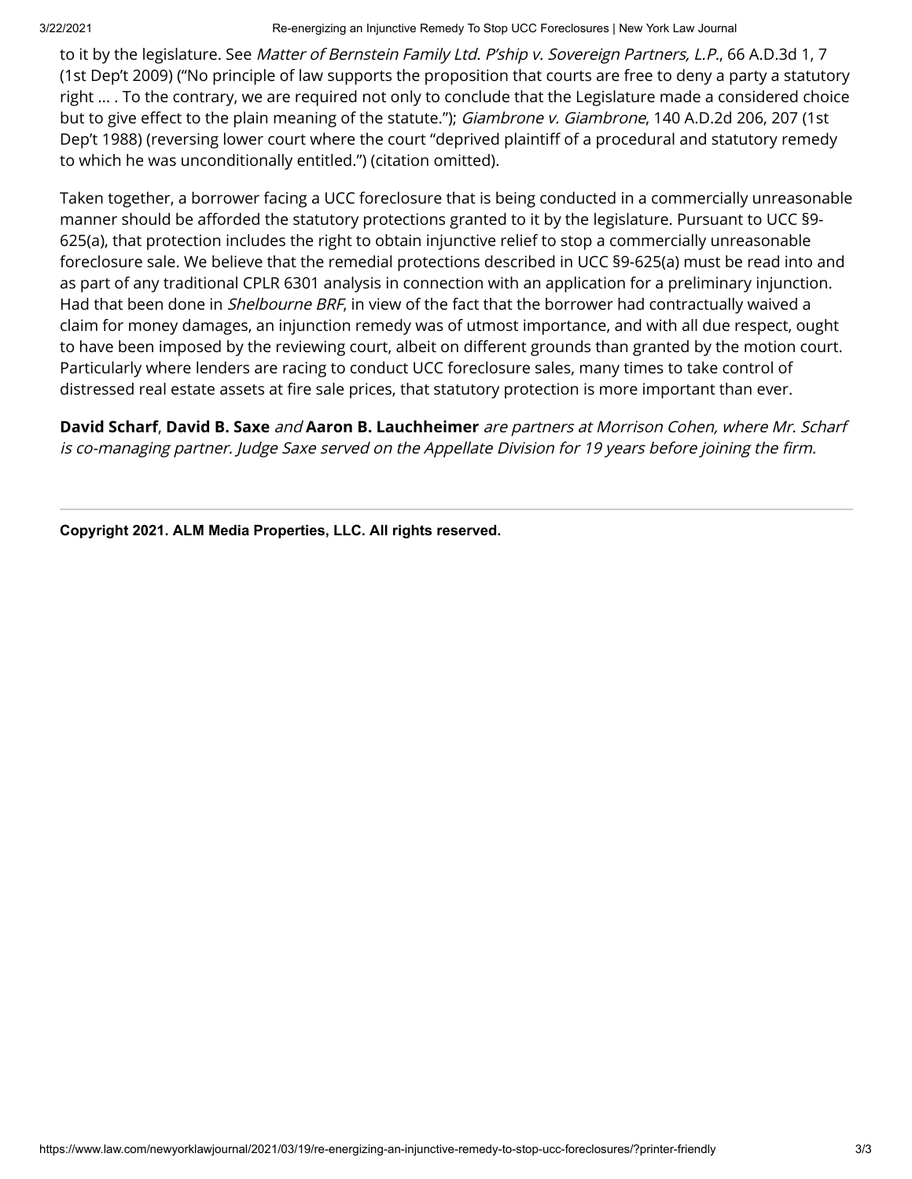to it by the legislature. See *Matter of Bernstein Family Ltd. P'ship v. Sovereign Partners, L.P.*, 66 A.D.3d 1, 7 (1st Dep't 2009) ("No principle of law supports the proposition that courts are free to deny a party a statutory right … . To the contrary, we are required not only to conclude that the Legislature made a considered choice but to give effect to the plain meaning of the statute."); *Giambrone v. Giambrone*, 140 A.D.2d 206, 207 (1st Dep't 1988) (reversing lower court where the court "deprived plaintiff of a procedural and statutory remedy to which he was unconditionally entitled.") (citation omitted).

Taken together, a borrower facing a UCC foreclosure that is being conducted in a commercially unreasonable manner should be afforded the statutory protections granted to it by the legislature. Pursuant to UCC §9-625(a), that protection includes the right to obtain injunctive relief to stop a commercially unreasonable foreclosure sale. We believe that the remedial protections described in UCC §9-625(a) must be read into and as part of any traditional CPLR 6301 analysis in connection with an application for a preliminary injunction. Had that been done in *Shelbourne BRF*, in view of the fact that the borrower had contractually waived a claim for money damages, an injunction remedy was of utmost importance, and with all due respect, ought to have been imposed by the reviewing court, albeit on different grounds than granted by the motion court. Particularly where lenders are racing to conduct UCC foreclosure sales, many times to take control of distressed real estate assets at fire sale prices, that statutory protection is more important than ever.

**David Scharf**, **David B. Saxe** *and* **Aaron B. Lauchheimer** *are partners at Morrison Cohen, where Mr. Scharf is co-managing partner. Judge Saxe served on the Appellate Division for 19 years before joining the firm.*

---

**Copyright 2021. ALM Media Properties, LLC. All rights reserved.**